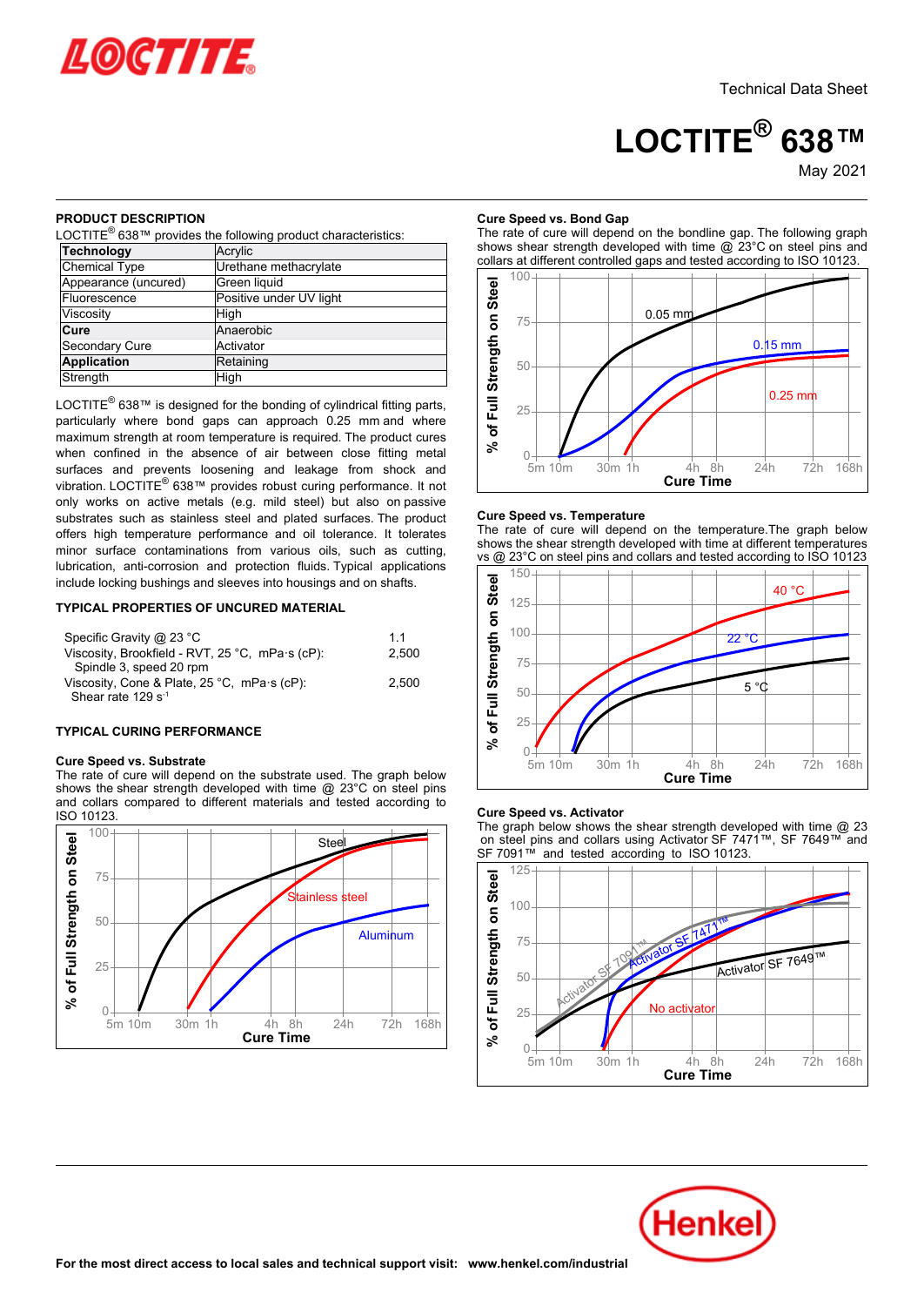Technical Data Sheet

# LOCTITE® 638™

May 2021

## PRODUCT DESCRIPTION

LOCTITE® 638™ provides the following product characteristics:

| **Technology** | Acrylic |
|---|---|
| Chemical Type | Urethane methacrylate |
| Appearance (uncured) | Green liquid |
| Fluorescence | Positive under UV light |
| Viscosity | High |
| **Cure** | Anaerobic |
| Secondary Cure | Activator |
| **Application** | Retaining |
| Strength | High |

LOCTITE® 638™ is designed for the bonding of cylindrical fitting parts, particularly where bond gaps can approach 0.25 mm and where maximum strength at room temperature is required. The product cures when confined in the absence of air between close fitting metal surfaces and prevents loosening and leakage from shock and vibration. LOCTITE® 638™ provides robust curing performance. It not only works on active metals (e.g. mild steel) but also on passive substrates such as stainless steel and plated surfaces. The product offers high temperature performance and oil tolerance. It tolerates minor surface contaminations from various oils, such as cutting, lubrication, anti-corrosion and protection fluids. Typical applications include locking bushings and sleeves into housings and on shafts.

## TYPICAL PROPERTIES OF UNCURED MATERIAL

| | |
|---|---|
| Specific Gravity @ 23 °C | 1.1 |
| Viscosity, Brookfield - RVT, 25 °C, mPa·s (cP): Spindle 3, speed 20 rpm | 2,500 |
| Viscosity, Cone & Plate, 25 °C, mPa·s (cP): Shear rate 129 $s^{-1}$ | 2,500 |

## TYPICAL CURING PERFORMANCE

### Cure Speed vs. Substrate

The rate of cure will depend on the substrate used. The graph below shows the shear strength developed with time @ 23°C on steel pins and collars compared to different materials and tested according to ISO 10123.

### Cure Speed vs. Bond Gap

The rate of cure will depend on the bondline gap. The following graph shows shear strength developed with time @ 23°C on steel pins and collars at different controlled gaps and tested according to ISO 10123.

### Cure Speed vs. Temperature

The rate of cure will depend on the temperature.The graph below shows the shear strength developed with time at different temperatures vs @ 23°C on steel pins and collars and tested according to ISO 10123

### Cure Speed vs. Activator

The graph below shows the shear strength developed with time @ 23 on steel pins and collars using Activator SF 7471™, SF 7649™ and SF 7091™ and tested according to ISO 10123.

For the most direct access to local sales and technical support visit: www.henkel.com/industrial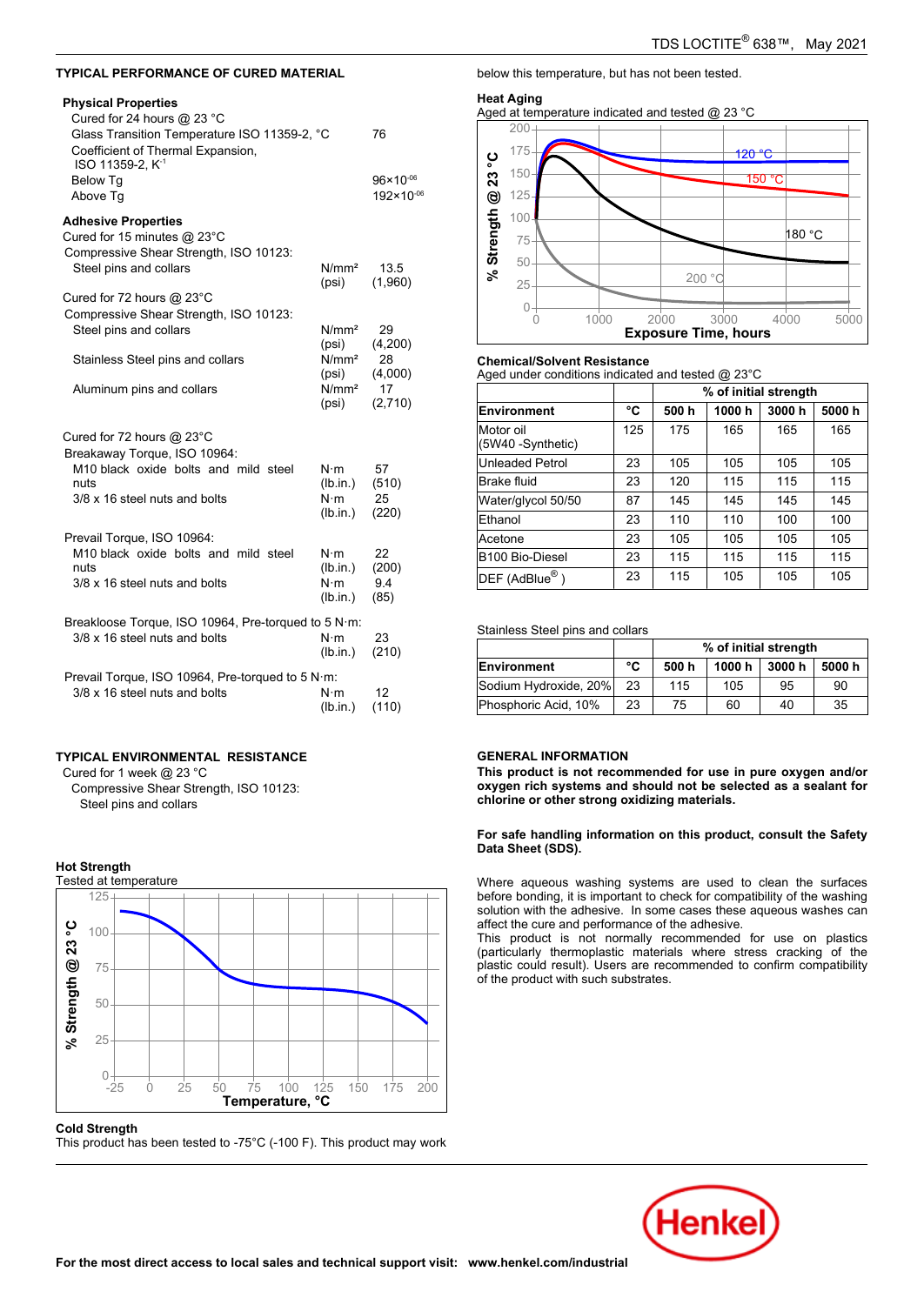## TYPICAL PERFORMANCE OF CURED MATERIAL

### Physical Properties

Cured for 24 hours @ 23 °C

| | |
|---|---|
| Glass Transition Temperature ISO 11359-2, °C | 76 |
| Coefficient of Thermal Expansion, ISO 11359-2, $K^{-1}$ | |
| Below Tg | $96\times10^{-06}$ |
| Above Tg | $192\times10^{-06}$ |

### Adhesive Properties

Cured for 15 minutes @ 23°C

Compressive Shear Strength, ISO 10123:

| | | |
|---|---|---|
| Steel pins and collars | N/mm² (psi) | 13.5 (1,960) |

Cured for 72 hours @ 23°C

Compressive Shear Strength, ISO 10123:

| | | |
|---|---|---|
| Steel pins and collars | N/mm² (psi) | 29 (4,200) |
| Stainless Steel pins and collars | N/mm² (psi) | 28 (4,000) |
| Aluminum pins and collars | N/mm² (psi) | 17 (2,710) |

Cured for 72 hours @ 23°C

Breakaway Torque, ISO 10964:

| | | |
|---|---|---|
| M10 black oxide bolts and mild steel nuts | N·m (lb.in.) | 57 (510) |
| 3/8 x 16 steel nuts and bolts | N·m (lb.in.) | 25 (220) |

Prevail Torque, ISO 10964:

| | | |
|---|---|---|
| M10 black oxide bolts and mild steel nuts | N·m (lb.in.) | 22 (200) |
| 3/8 x 16 steel nuts and bolts | N·m (lb.in.) | 9.4 (85) |

Breakloose Torque, ISO 10964, Pre-torqued to 5 N·m:

| | | |
|---|---|---|
| 3/8 x 16 steel nuts and bolts | N·m (lb.in.) | 23 (210) |

Prevail Torque, ISO 10964, Pre-torqued to 5 N·m:

| | | |
|---|---|---|
| 3/8 x 16 steel nuts and bolts | N·m (lb.in.) | 12 (110) |

## TYPICAL ENVIRONMENTAL RESISTANCE

Cured for 1 week @ 23 °C

Compressive Shear Strength, ISO 10123:

Steel pins and collars

### Hot Strength

Tested at temperature

### Cold Strength

This product has been tested to -75°C (-100 F). This product may work below this temperature, but has not been tested.

### Heat Aging

Aged at temperature indicated and tested @ 23 °C

### Chemical/Solvent Resistance

Aged under conditions indicated and tested @ 23°C

| | | % of initial strength | | | |
|---|---|---|---|---|---|
| **Environment** | **°C** | **500 h** | **1000 h** | **3000 h** | **5000 h** |
| Motor oil (5W40 -Synthetic) | 125 | 175 | 165 | 165 | 165 |
| Unleaded Petrol | 23 | 105 | 105 | 105 | 105 |
| Brake fluid | 23 | 120 | 115 | 115 | 115 |
| Water/glycol 50/50 | 87 | 145 | 145 | 145 | 145 |
| Ethanol | 23 | 110 | 110 | 100 | 100 |
| Acetone | 23 | 105 | 105 | 105 | 105 |
| B100 Bio-Diesel | 23 | 115 | 115 | 115 | 115 |
| DEF (AdBlue®) | 23 | 115 | 105 | 105 | 105 |

Stainless Steel pins and collars

| | | % of initial strength | | | |
|---|---|---|---|---|---|
| **Environment** | **°C** | **500 h** | **1000 h** | **3000 h** | **5000 h** |
| Sodium Hydroxide, 20% | 23 | 115 | 105 | 95 | 90 |
| Phosphoric Acid, 10% | 23 | 75 | 60 | 40 | 35 |

## GENERAL INFORMATION

**This product is not recommended for use in pure oxygen and/or oxygen rich systems and should not be selected as a sealant for chlorine or other strong oxidizing materials.**

**For safe handling information on this product, consult the Safety Data Sheet (SDS).**

Where aqueous washing systems are used to clean the surfaces before bonding, it is important to check for compatibility of the washing solution with the adhesive. In some cases these aqueous washes can affect the cure and performance of the adhesive.

This product is not normally recommended for use on plastics (particularly thermoplastic materials where stress cracking of the plastic could result). Users are recommended to confirm compatibility of the product with such substrates.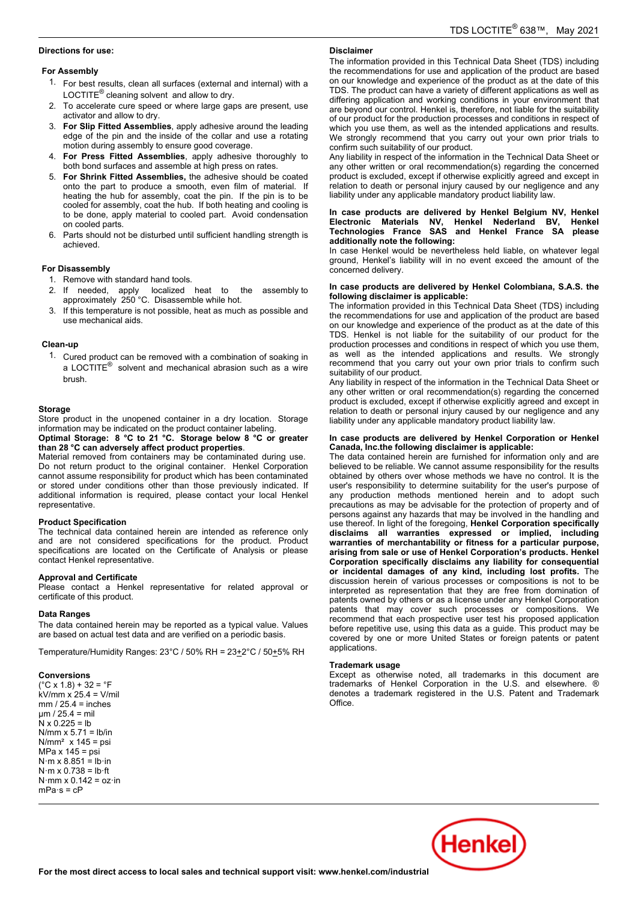**Directions for use:**

**For Assembly**

1. For best results, clean all surfaces (external and internal) with a LOCTITE® cleaning solvent and allow to dry.
2. To accelerate cure speed or where large gaps are present, use activator and allow to dry.
3. **For Slip Fitted Assemblies**, apply adhesive around the leading edge of the pin and the inside of the collar and use a rotating motion during assembly to ensure good coverage.
4. **For Press Fitted Assemblies**, apply adhesive thoroughly to both bond surfaces and assemble at high press on rates.
5. **For Shrink Fitted Assemblies,** the adhesive should be coated onto the part to produce a smooth, even film of material. If heating the hub for assembly, coat the pin. If the pin is to be cooled for assembly, coat the hub. If both heating and cooling is to be done, apply material to cooled part. Avoid condensation on cooled parts.
6. Parts should not be disturbed until sufficient handling strength is achieved.

**For Disassembly**

1. Remove with standard hand tools.
2. If needed, apply localized heat to the assembly to approximately 250 °C. Disassemble while hot.
3. If this temperature is not possible, heat as much as possible and use mechanical aids.

**Clean-up**

1. Cured product can be removed with a combination of soaking in a LOCTITE® solvent and mechanical abrasion such as a wire brush.

**Storage**

Store product in the unopened container in a dry location. Storage information may be indicated on the product container labeling.
**Optimal Storage: 8 °C to 21 °C. Storage below 8 °C or greater than 28 °C can adversely affect product properties**.
Material removed from containers may be contaminated during use. Do not return product to the original container. Henkel Corporation cannot assume responsibility for product which has been contaminated or stored under conditions other than those previously indicated. If additional information is required, please contact your local Henkel representative.

**Product Specification**

The technical data contained herein are intended as reference only and are not considered specifications for the product. Product specifications are located on the Certificate of Analysis or please contact Henkel representative.

**Approval and Certificate**

Please contact a Henkel representative for related approval or certificate of this product.

**Data Ranges**

The data contained herein may be reported as a typical value. Values are based on actual test data and are verified on a periodic basis.

Temperature/Humidity Ranges: 23°C / 50% RH = 23±2°C / 50±5% RH

**Conversions**

(°C x 1.8) + 32 = °F
kV/mm x 25.4 = V/mil
mm / 25.4 = inches
µm / 25.4 = mil
N x 0.225 = lb
N/mm x 5.71 = lb/in
N/mm² x 145 = psi
MPa x 145 = psi
N·m x 8.851 = lb·in
N·m x 0.738 = lb·ft
N·mm x 0.142 = oz·in
mPa·s = cP

**Disclaimer**

The information provided in this Technical Data Sheet (TDS) including the recommendations for use and application of the product are based on our knowledge and experience of the product as at the date of this TDS. The product can have a variety of different applications as well as differing application and working conditions in your environment that are beyond our control. Henkel is, therefore, not liable for the suitability of our product for the production processes and conditions in respect of which you use them, as well as the intended applications and results. We strongly recommend that you carry out your own prior trials to confirm such suitability of our product.
Any liability in respect of the information in the Technical Data Sheet or any other written or oral recommendation(s) regarding the concerned product is excluded, except if otherwise explicitly agreed and except in relation to death or personal injury caused by our negligence and any liability under any applicable mandatory product liability law.

**In case products are delivered by Henkel Belgium NV, Henkel Electronic Materials NV, Henkel Nederland BV, Henkel Technologies France SAS and Henkel France SA please additionally note the following:**
In case Henkel would be nevertheless held liable, on whatever legal ground, Henkel's liability will in no event exceed the amount of the concerned delivery.

**In case products are delivered by Henkel Colombiana, S.A.S. the following disclaimer is applicable:**
The information provided in this Technical Data Sheet (TDS) including the recommendations for use and application of the product are based on our knowledge and experience of the product as at the date of this TDS. Henkel is not liable for the suitability of our product for the production processes and conditions in respect of which you use them, as well as the intended applications and results. We strongly recommend that you carry out your own prior trials to confirm such suitability of our product.
Any liability in respect of the information in the Technical Data Sheet or any other written or oral recommendation(s) regarding the concerned product is excluded, except if otherwise explicitly agreed and except in relation to death or personal injury caused by our negligence and any liability under any applicable mandatory product liability law.

**In case products are delivered by Henkel Corporation or Henkel Canada, Inc.the following disclaimer is applicable:**
The data contained herein are furnished for information only and are believed to be reliable. We cannot assume responsibility for the results obtained by others over whose methods we have no control. It is the user's responsibility to determine suitability for the user's purpose of any production methods mentioned herein and to adopt such precautions as may be advisable for the protection of property and of persons against any hazards that may be involved in the handling and use thereof. In light of the foregoing, **Henkel Corporation specifically disclaims all warranties expressed or implied, including warranties of merchantability or fitness for a particular purpose, arising from sale or use of Henkel Corporation's products. Henkel Corporation specifically disclaims any liability for consequential or incidental damages of any kind, including lost profits.** The discussion herein of various processes or compositions is not to be interpreted as representation that they are free from domination of patents owned by others or as a license under any Henkel Corporation patents that may cover such processes or compositions. We recommend that each prospective user test his proposed application before repetitive use, using this data as a guide. This product may be covered by one or more United States or foreign patents or patent applications.

**Trademark usage**

Except as otherwise noted, all trademarks in this document are trademarks of Henkel Corporation in the U.S. and elsewhere. ® denotes a trademark registered in the U.S. Patent and Trademark Office.

**For the most direct access to local sales and technical support visit: www.henkel.com/industrial**